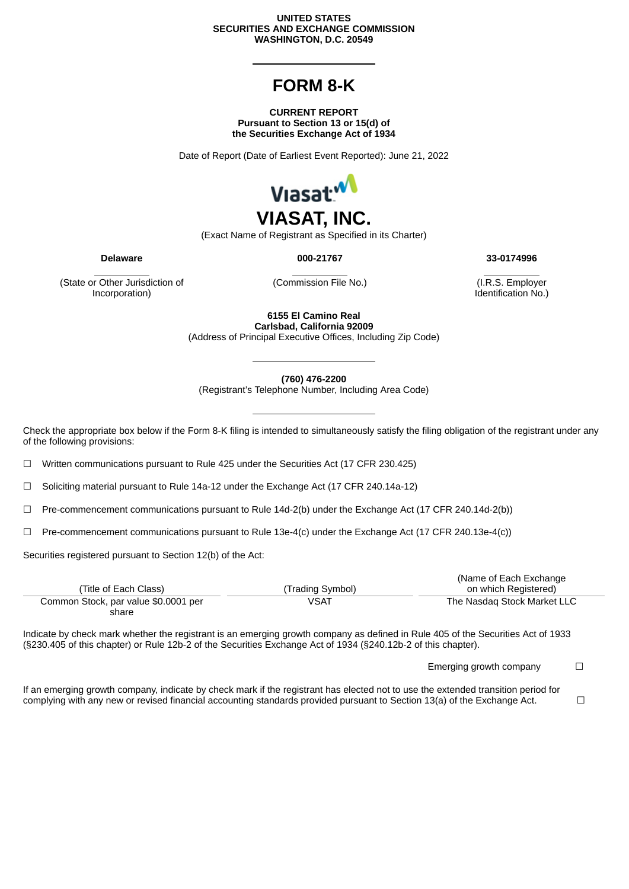UNITED STATES
SECURITIES AND EXCHANGE COMMISSION
WASHINGTON, D.C. 20549

# FORM 8-K

**CURRENT REPORT**
**Pursuant to Section 13 or 15(d) of**
**the Securities Exchange Act of 1934**

Date of Report (Date of Earliest Event Reported): June 21, 2022

# VIASAT, INC.

(Exact Name of Registrant as Specified in its Charter)

| **Delaware** | **000-21767** | **33-0174996** |
|---|---|---|
| (State or Other Jurisdiction of Incorporation) | (Commission File No.) | (I.R.S. Employer Identification No.) |

**6155 El Camino Real**
**Carlsbad, California 92009**
(Address of Principal Executive Offices, Including Zip Code)

**(760) 476-2200**
(Registrant's Telephone Number, Including Area Code)

Check the appropriate box below if the Form 8-K filing is intended to simultaneously satisfy the filing obligation of the registrant under any of the following provisions:

☐ Written communications pursuant to Rule 425 under the Securities Act (17 CFR 230.425)

☐ Soliciting material pursuant to Rule 14a-12 under the Exchange Act (17 CFR 240.14a-12)

☐ Pre-commencement communications pursuant to Rule 14d-2(b) under the Exchange Act (17 CFR 240.14d-2(b))

☐ Pre-commencement communications pursuant to Rule 13e-4(c) under the Exchange Act (17 CFR 240.13e-4(c))

Securities registered pursuant to Section 12(b) of the Act:

| (Title of Each Class) | (Trading Symbol) | (Name of Each Exchange on which Registered) |
|---|---|---|
| Common Stock, par value $0.0001 per share | VSAT | The Nasdaq Stock Market LLC |

Indicate by check mark whether the registrant is an emerging growth company as defined in Rule 405 of the Securities Act of 1933 (§230.405 of this chapter) or Rule 12b-2 of the Securities Exchange Act of 1934 (§240.12b-2 of this chapter).

Emerging growth company ☐

If an emerging growth company, indicate by check mark if the registrant has elected not to use the extended transition period for complying with any new or revised financial accounting standards provided pursuant to Section 13(a) of the Exchange Act. ☐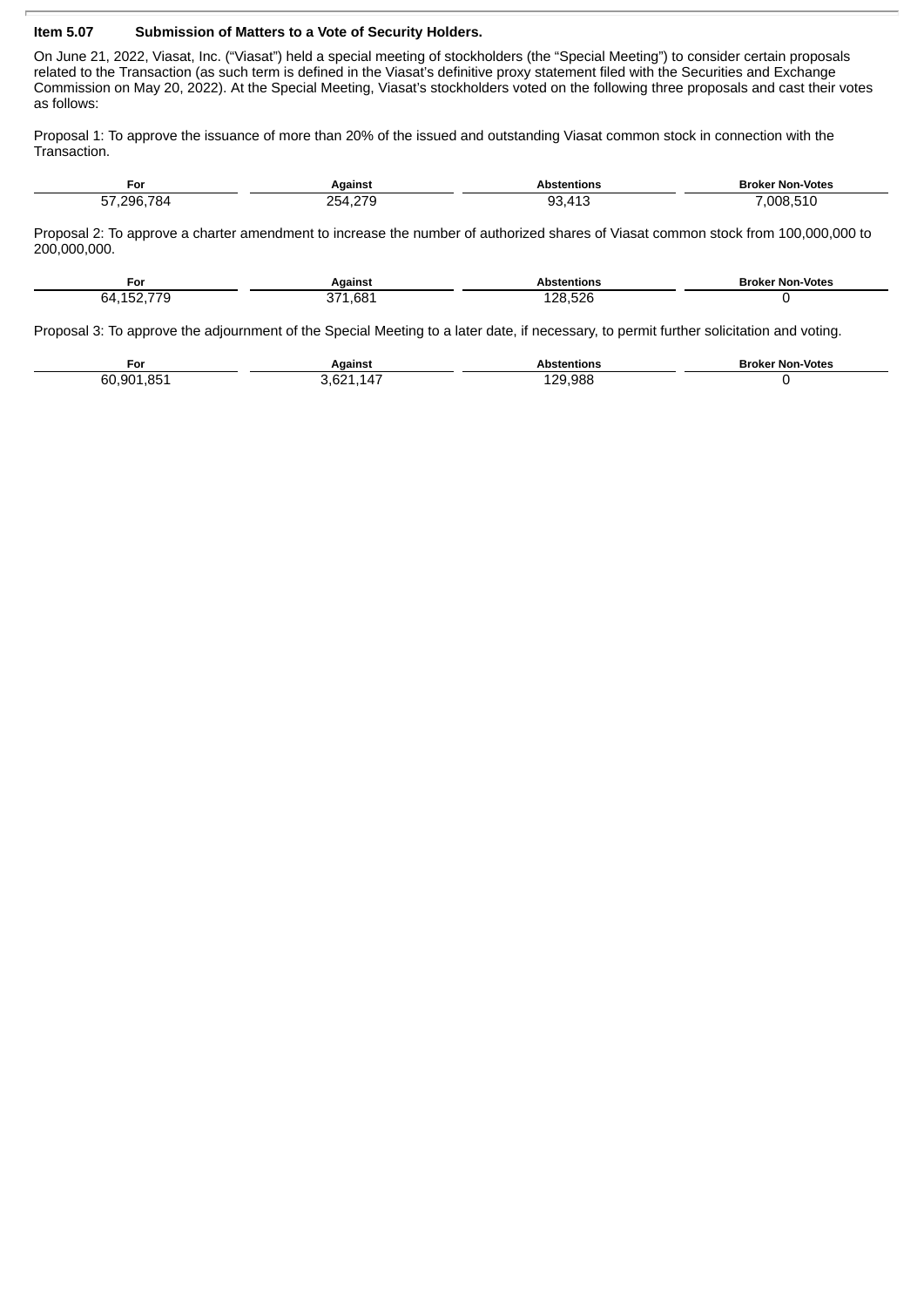**Item 5.07 Submission of Matters to a Vote of Security Holders.**

On June 21, 2022, Viasat, Inc. ("Viasat") held a special meeting of stockholders (the "Special Meeting") to consider certain proposals related to the Transaction (as such term is defined in the Viasat's definitive proxy statement filed with the Securities and Exchange Commission on May 20, 2022). At the Special Meeting, Viasat's stockholders voted on the following three proposals and cast their votes as follows:

Proposal 1: To approve the issuance of more than 20% of the issued and outstanding Viasat common stock in connection with the Transaction.

| For | Against | Abstentions | Broker Non-Votes |
|---|---|---|---|
| 57,296,784 | 254,279 | 93,413 | 7,008,510 |

Proposal 2: To approve a charter amendment to increase the number of authorized shares of Viasat common stock from 100,000,000 to 200,000,000.

| For | Against | Abstentions | Broker Non-Votes |
|---|---|---|---|
| 64,152,779 | 371,681 | 128,526 | 0 |

Proposal 3: To approve the adjournment of the Special Meeting to a later date, if necessary, to permit further solicitation and voting.

| For | Against | Abstentions | Broker Non-Votes |
|---|---|---|---|
| 60,901,851 | 3,621,147 | 129,988 | 0 |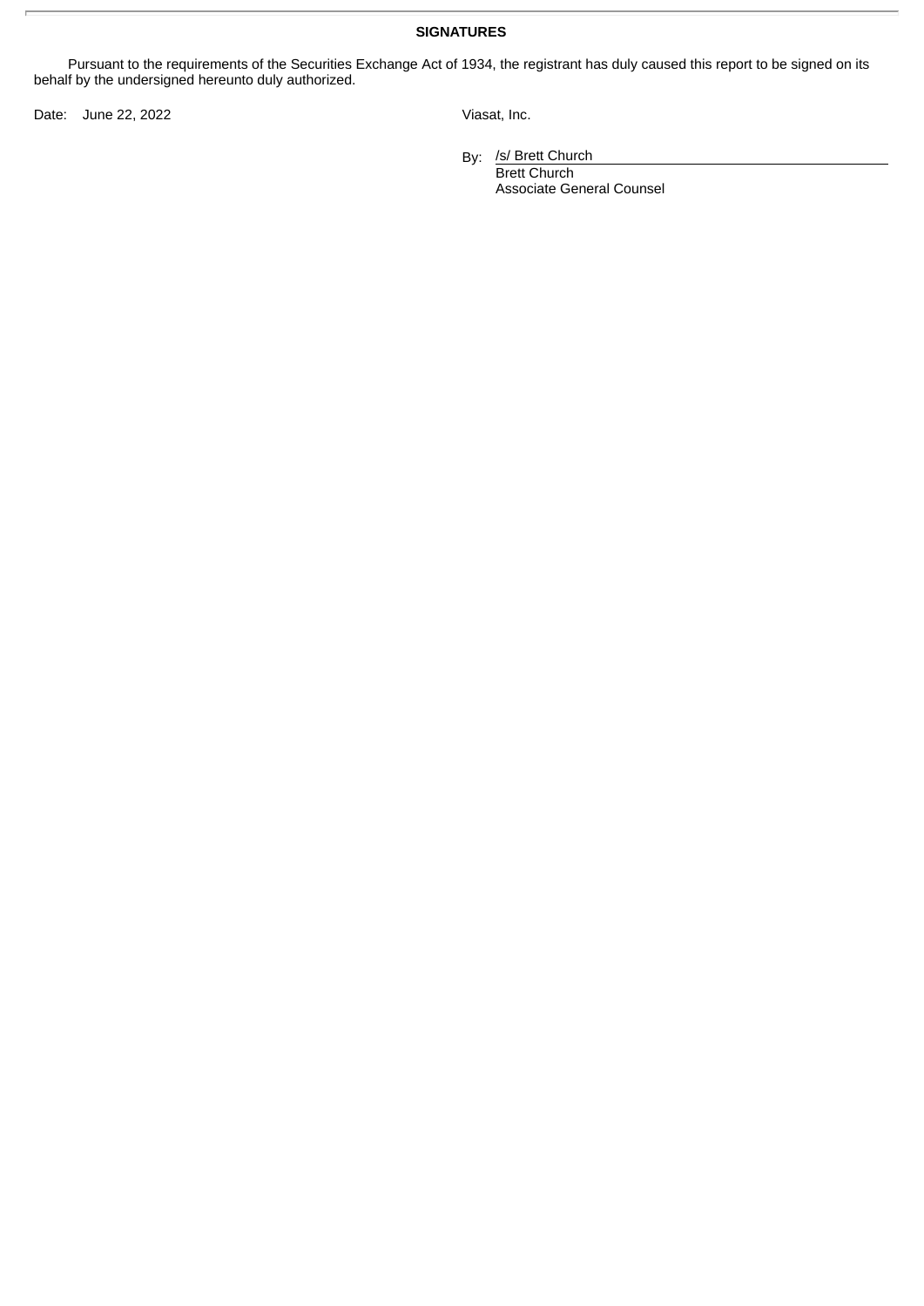**SIGNATURES**

Pursuant to the requirements of the Securities Exchange Act of 1934, the registrant has duly caused this report to be signed on its behalf by the undersigned hereunto duly authorized.

| | |
|---|---|
| Date: June 22, 2022 | Viasat, Inc. |
| | By: /s/ Brett Church |
| | Brett Church |
| | Associate General Counsel |